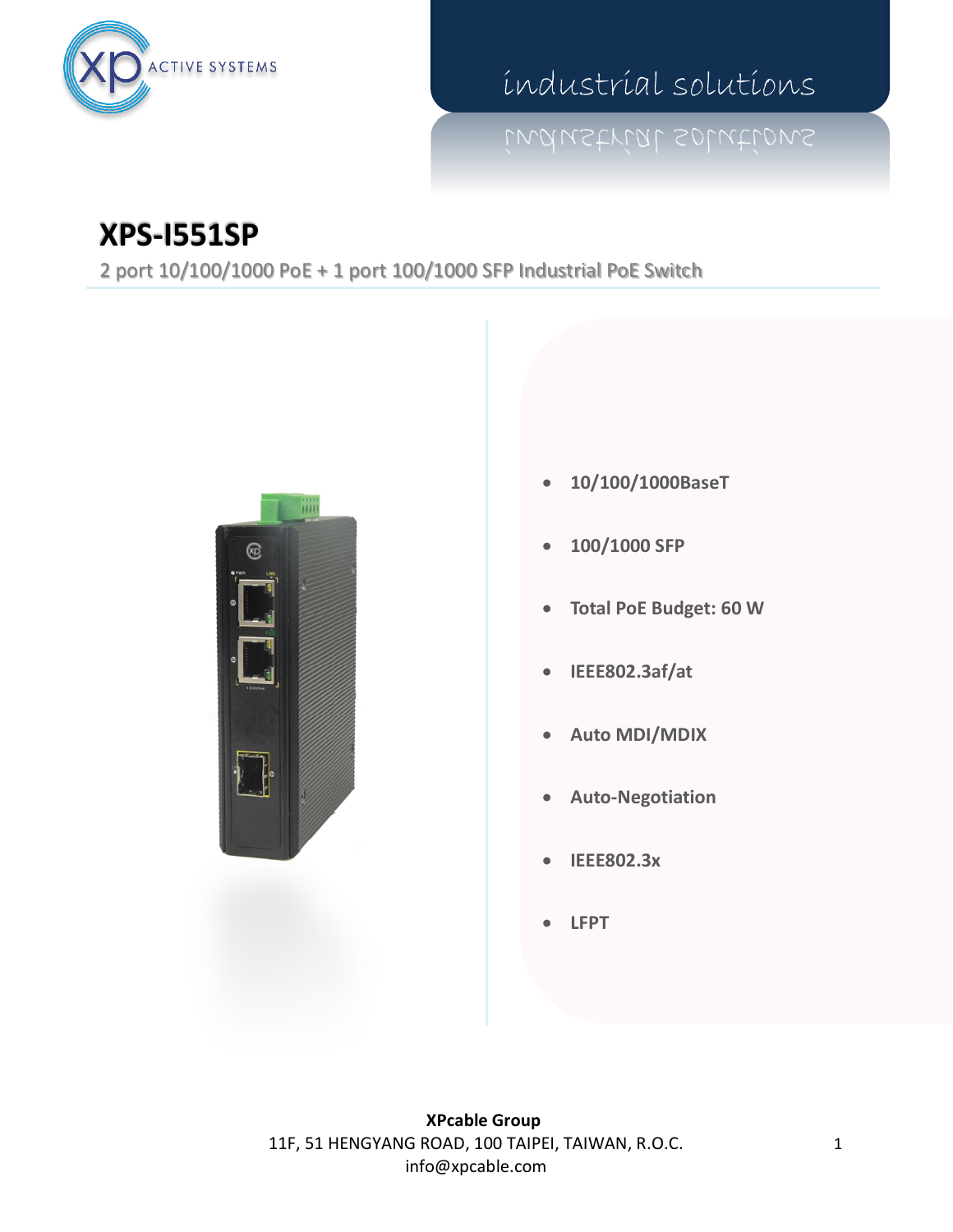ACTIVE SYSTEMS

industrial solutions

# XPS-I551SP

2 port 10/100/1000 PoE + 1 port 100/1000 SFP Industrial PoE Switch

- **10/100/1000BaseT**
- **100/1000 SFP**
- **Total PoE Budget: 60 W**
- **IEEE802.3af/at**
- **Auto MDI/MDIX**
- **Auto-Negotiation**
- **IEEE802.3x**
- **LFPT**

**XPcable Group**
11F, 51 HENGYANG ROAD, 100 TAIPEI, TAIWAN, R.O.C.
info@xpcable.com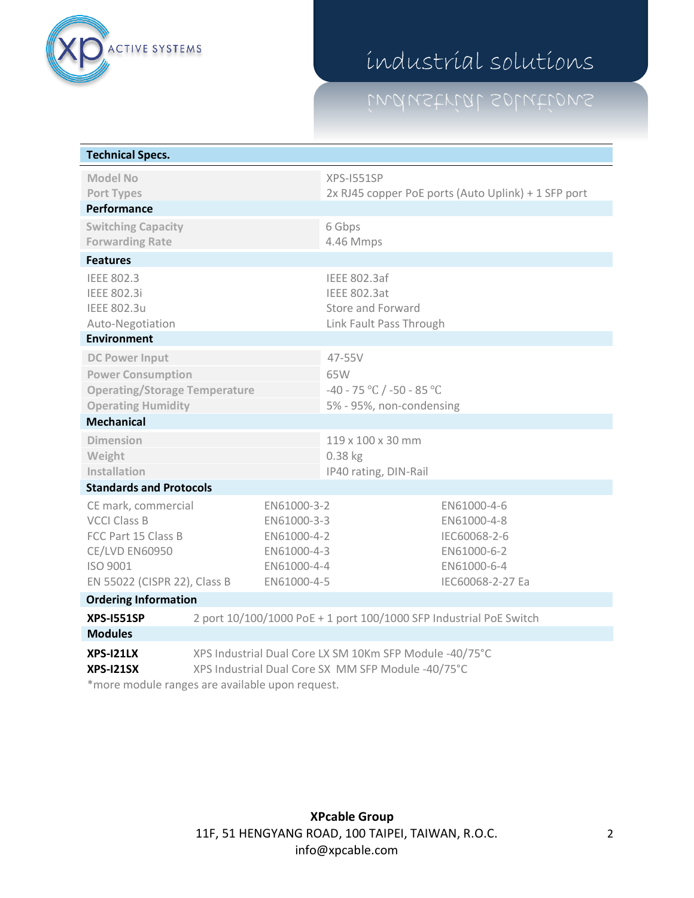## Technical Specs.

| | |
|---|---|
| Model No | XPS-I551SP |
| Port Types | 2x RJ45 copper PoE ports (Auto Uplink) + 1 SFP port |

### Performance

| | |
|---|---|
| Switching Capacity | 6 Gbps |
| Forwarding Rate | 4.46 Mmps |

### Features

| | |
|---|---|
| IEEE 802.3 | IEEE 802.3af |
| IEEE 802.3i | IEEE 802.3at |
| IEEE 802.3u | Store and Forward |
| Auto-Negotiation | Link Fault Pass Through |

### Environment

| | |
|---|---|
| DC Power Input | 47-55V |
| Power Consumption | 65W |
| Operating/Storage Temperature | -40 - 75 °C / -50 - 85 °C |
| Operating Humidity | 5% - 95%, non-condensing |

### Mechanical

| | |
|---|---|
| Dimension | 119 x 100 x 30 mm |
| Weight | 0.38 kg |
| Installation | IP40 rating, DIN-Rail |

### Standards and Protocols

| | | |
|---|---|---|
| CE mark, commercial | EN61000-3-2 | EN61000-4-6 |
| VCCI Class B | EN61000-3-3 | EN61000-4-8 |
| FCC Part 15 Class B | EN61000-4-2 | IEC60068-2-6 |
| CE/LVD EN60950 | EN61000-4-3 | EN61000-6-2 |
| ISO 9001 | EN61000-4-4 | EN61000-6-4 |
| EN 55022 (CISPR 22), Class B | EN61000-4-5 | IEC60068-2-27 Ea |

### Ordering Information

| | |
|---|---|
| **XPS-I551SP** | 2 port 10/100/1000 PoE + 1 port 100/1000 SFP Industrial PoE Switch |

### Modules

| | |
|---|---|
| **XPS-I21LX** | XPS Industrial Dual Core LX SM 10Km SFP Module -40/75°C |
| **XPS-I21SX** | XPS Industrial Dual Core SX MM SFP Module -40/75°C |

*more module ranges are available upon request.

**XPcable Group**
11F, 51 HENGYANG ROAD, 100 TAIPEI, TAIWAN, R.O.C.
info@xpcable.com